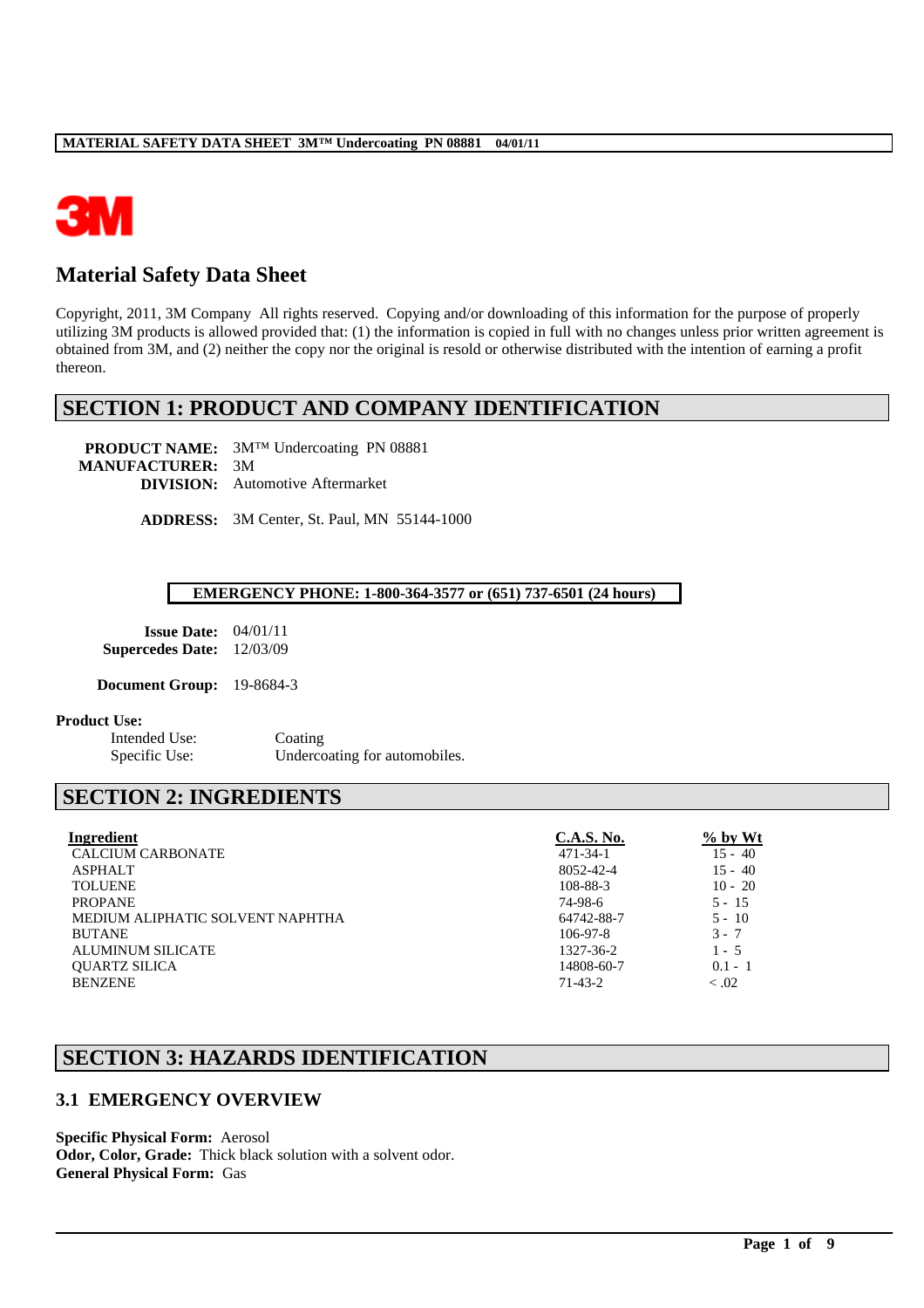# Material Safety Data Sheet

Copyright, 2011, 3M Company All rights reserved. Copying and/or downloading of this information for the purpose of properly utilizing 3M products is allowed provided that: (1) the information is copied in full with no changes unless prior written agreement is obtained from 3M, and (2) neither the copy nor the original is resold or otherwise distributed with the intention of earning a profit thereon.

## SECTION 1: PRODUCT AND COMPANY IDENTIFICATION

**PRODUCT NAME:** 3M™ Undercoating PN 08881
**MANUFACTURER:** 3M
**DIVISION:** Automotive Aftermarket

**ADDRESS:** 3M Center, St. Paul, MN 55144-1000

**EMERGENCY PHONE: 1-800-364-3577 or (651) 737-6501 (24 hours)**

**Issue Date:** 04/01/11
**Supercedes Date:** 12/03/09

**Document Group:** 19-8684-3

**Product Use:**

Intended Use: Coating
Specific Use: Undercoating for automobiles.

## SECTION 2: INGREDIENTS

| Ingredient | C.A.S. No. | % by Wt |
|---|---|---|
| CALCIUM CARBONATE | 471-34-1 | 15 - 40 |
| ASPHALT | 8052-42-4 | 15 - 40 |
| TOLUENE | 108-88-3 | 10 - 20 |
| PROPANE | 74-98-6 | 5 - 15 |
| MEDIUM ALIPHATIC SOLVENT NAPHTHA | 64742-88-7 | 5 - 10 |
| BUTANE | 106-97-8 | 3 - 7 |
| ALUMINUM SILICATE | 1327-36-2 | 1 - 5 |
| QUARTZ SILICA | 14808-60-7 | 0.1 - 1 |
| BENZENE | 71-43-2 | < .02 |

## SECTION 3: HAZARDS IDENTIFICATION

### 3.1 EMERGENCY OVERVIEW

**Specific Physical Form:** Aerosol
**Odor, Color, Grade:** Thick black solution with a solvent odor.
**General Physical Form:** Gas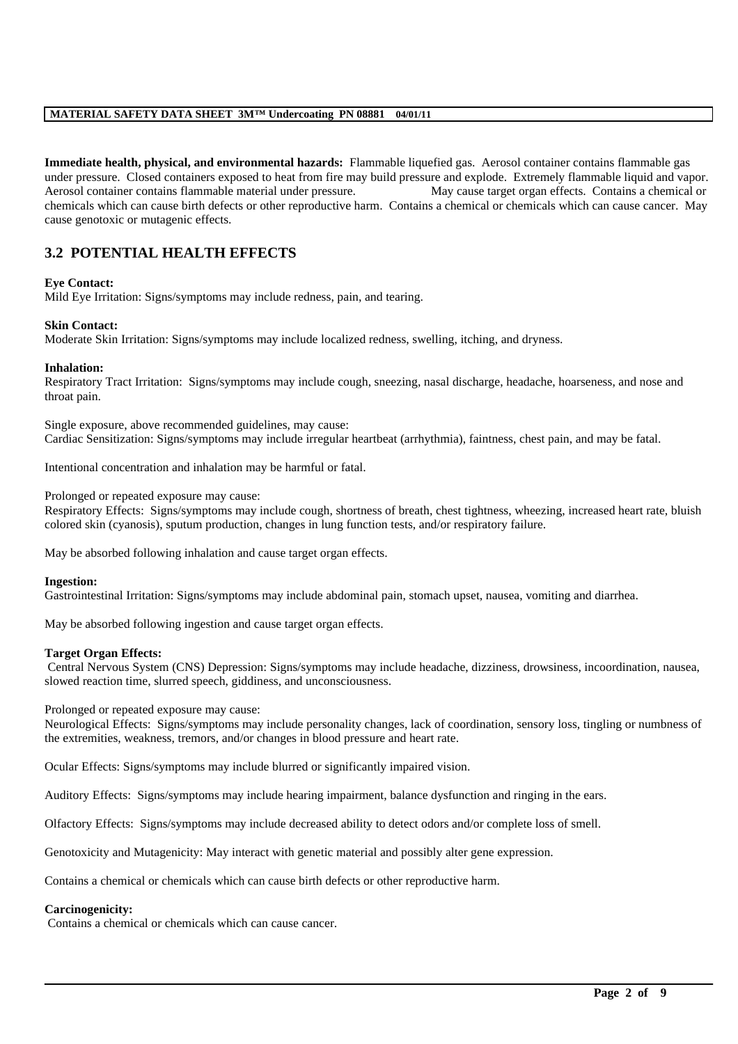**Immediate health, physical, and environmental hazards:** Flammable liquefied gas. Aerosol container contains flammable gas under pressure. Closed containers exposed to heat from fire may build pressure and explode. Extremely flammable liquid and vapor. Aerosol container contains flammable material under pressure. May cause target organ effects. Contains a chemical or chemicals which can cause birth defects or other reproductive harm. Contains a chemical or chemicals which can cause cancer. May cause genotoxic or mutagenic effects.

## 3.2 POTENTIAL HEALTH EFFECTS

**Eye Contact:**
Mild Eye Irritation: Signs/symptoms may include redness, pain, and tearing.

**Skin Contact:**
Moderate Skin Irritation: Signs/symptoms may include localized redness, swelling, itching, and dryness.

**Inhalation:**
Respiratory Tract Irritation: Signs/symptoms may include cough, sneezing, nasal discharge, headache, hoarseness, and nose and throat pain.

Single exposure, above recommended guidelines, may cause:
Cardiac Sensitization: Signs/symptoms may include irregular heartbeat (arrhythmia), faintness, chest pain, and may be fatal.

Intentional concentration and inhalation may be harmful or fatal.

Prolonged or repeated exposure may cause:
Respiratory Effects: Signs/symptoms may include cough, shortness of breath, chest tightness, wheezing, increased heart rate, bluish colored skin (cyanosis), sputum production, changes in lung function tests, and/or respiratory failure.

May be absorbed following inhalation and cause target organ effects.

**Ingestion:**
Gastrointestinal Irritation: Signs/symptoms may include abdominal pain, stomach upset, nausea, vomiting and diarrhea.

May be absorbed following ingestion and cause target organ effects.

**Target Organ Effects:**
Central Nervous System (CNS) Depression: Signs/symptoms may include headache, dizziness, drowsiness, incoordination, nausea, slowed reaction time, slurred speech, giddiness, and unconsciousness.

Prolonged or repeated exposure may cause:
Neurological Effects: Signs/symptoms may include personality changes, lack of coordination, sensory loss, tingling or numbness of the extremities, weakness, tremors, and/or changes in blood pressure and heart rate.

Ocular Effects: Signs/symptoms may include blurred or significantly impaired vision.

Auditory Effects: Signs/symptoms may include hearing impairment, balance dysfunction and ringing in the ears.

Olfactory Effects: Signs/symptoms may include decreased ability to detect odors and/or complete loss of smell.

Genotoxicity and Mutagenicity: May interact with genetic material and possibly alter gene expression.

Contains a chemical or chemicals which can cause birth defects or other reproductive harm.

**Carcinogenicity:**
Contains a chemical or chemicals which can cause cancer.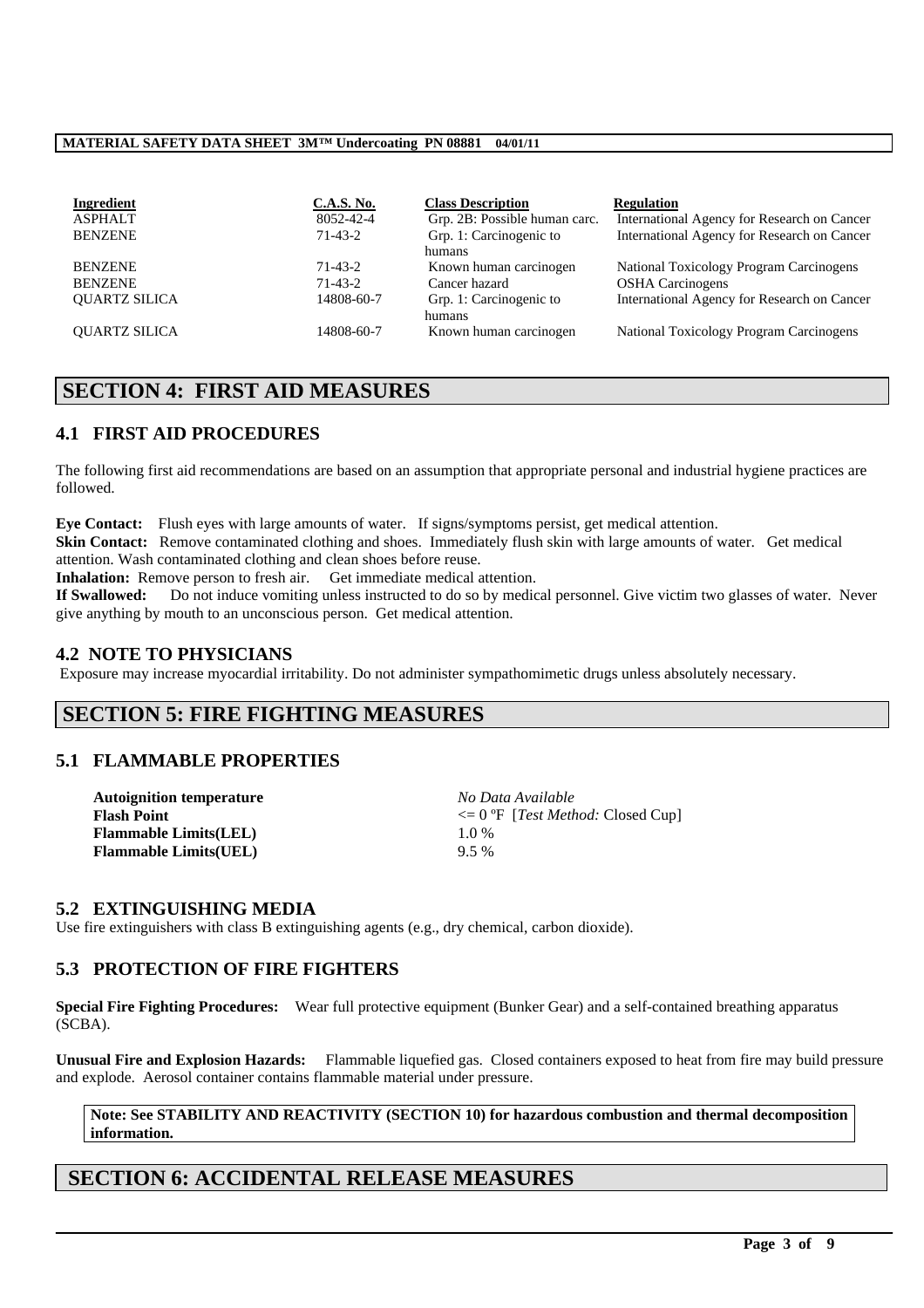| Ingredient | C.A.S. No. | Class Description | Regulation |
|---|---|---|---|
| ASPHALT | 8052-42-4 | Grp. 2B: Possible human carc. | International Agency for Research on Cancer |
| BENZENE | 71-43-2 | Grp. 1: Carcinogenic to humans | International Agency for Research on Cancer |
| BENZENE | 71-43-2 | Known human carcinogen | National Toxicology Program Carcinogens |
| BENZENE | 71-43-2 | Cancer hazard | OSHA Carcinogens |
| QUARTZ SILICA | 14808-60-7 | Grp. 1: Carcinogenic to humans | International Agency for Research on Cancer |
| QUARTZ SILICA | 14808-60-7 | Known human carcinogen | National Toxicology Program Carcinogens |

# SECTION 4: FIRST AID MEASURES

## 4.1 FIRST AID PROCEDURES

The following first aid recommendations are based on an assumption that appropriate personal and industrial hygiene practices are followed.

**Eye Contact:** Flush eyes with large amounts of water. If signs/symptoms persist, get medical attention.
**Skin Contact:** Remove contaminated clothing and shoes. Immediately flush skin with large amounts of water. Get medical attention. Wash contaminated clothing and clean shoes before reuse.
**Inhalation:** Remove person to fresh air. Get immediate medical attention.
**If Swallowed:** Do not induce vomiting unless instructed to do so by medical personnel. Give victim two glasses of water. Never give anything by mouth to an unconscious person. Get medical attention.

## 4.2 NOTE TO PHYSICIANS

Exposure may increase myocardial irritability. Do not administer sympathomimetic drugs unless absolutely necessary.

# SECTION 5: FIRE FIGHTING MEASURES

## 5.1 FLAMMABLE PROPERTIES

| | |
|---|---|
| **Autoignition temperature** | *No Data Available* |
| **Flash Point** | <= 0 ºF [*Test Method:* Closed Cup] |
| **Flammable Limits(LEL)** | 1.0 % |
| **Flammable Limits(UEL)** | 9.5 % |

## 5.2 EXTINGUISHING MEDIA

Use fire extinguishers with class B extinguishing agents (e.g., dry chemical, carbon dioxide).

## 5.3 PROTECTION OF FIRE FIGHTERS

**Special Fire Fighting Procedures:** Wear full protective equipment (Bunker Gear) and a self-contained breathing apparatus (SCBA).

**Unusual Fire and Explosion Hazards:** Flammable liquefied gas. Closed containers exposed to heat from fire may build pressure and explode. Aerosol container contains flammable material under pressure.

**Note: See STABILITY AND REACTIVITY (SECTION 10) for hazardous combustion and thermal decomposition information.**

# SECTION 6: ACCIDENTAL RELEASE MEASURES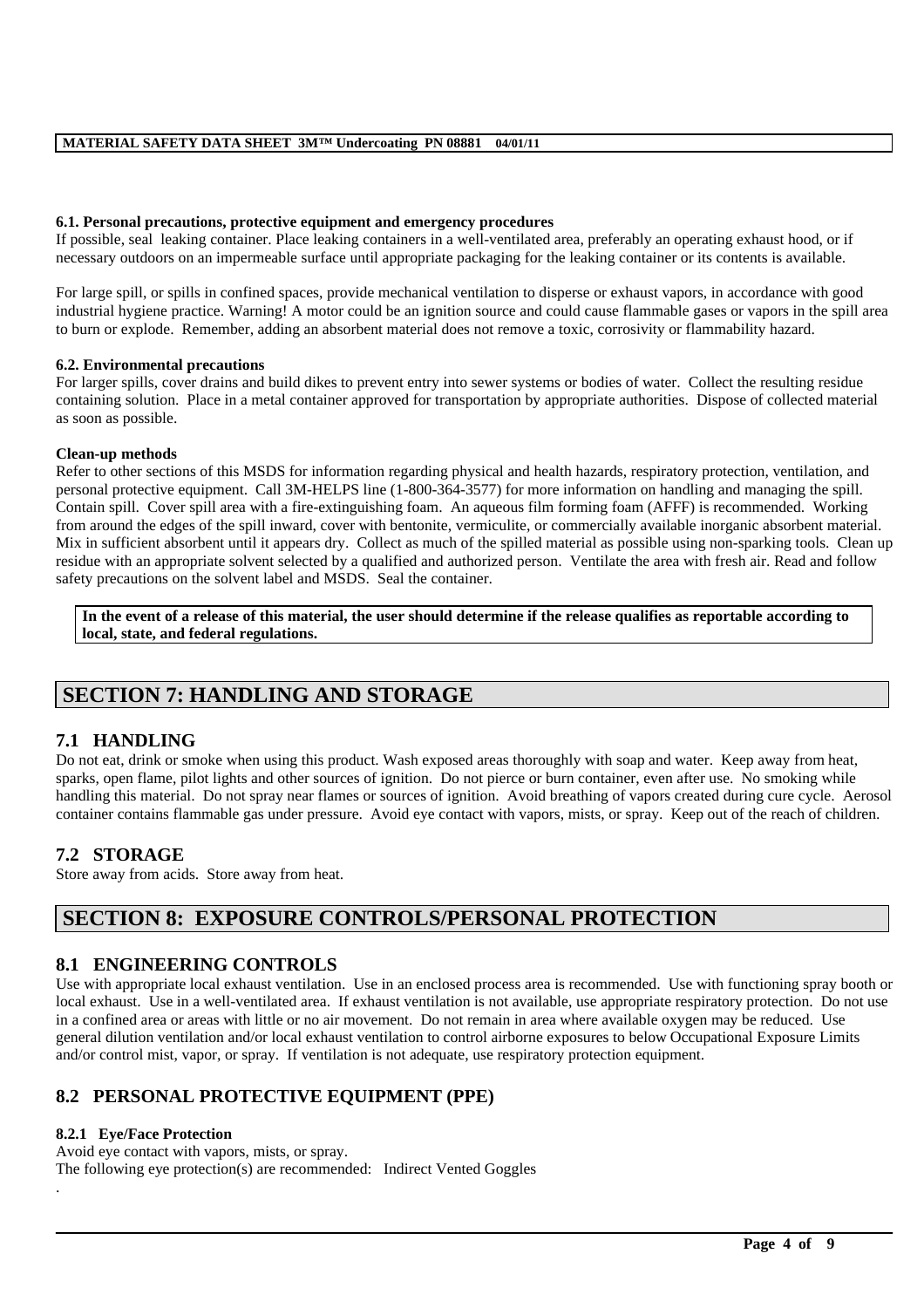### 6.1. Personal precautions, protective equipment and emergency procedures

If possible, seal leaking container. Place leaking containers in a well-ventilated area, preferably an operating exhaust hood, or if necessary outdoors on an impermeable surface until appropriate packaging for the leaking container or its contents is available.

For large spill, or spills in confined spaces, provide mechanical ventilation to disperse or exhaust vapors, in accordance with good industrial hygiene practice. Warning! A motor could be an ignition source and could cause flammable gases or vapors in the spill area to burn or explode. Remember, adding an absorbent material does not remove a toxic, corrosivity or flammability hazard.

### 6.2. Environmental precautions

For larger spills, cover drains and build dikes to prevent entry into sewer systems or bodies of water. Collect the resulting residue containing solution. Place in a metal container approved for transportation by appropriate authorities. Dispose of collected material as soon as possible.

### Clean-up methods

Refer to other sections of this MSDS for information regarding physical and health hazards, respiratory protection, ventilation, and personal protective equipment. Call 3M-HELPS line (1-800-364-3577) for more information on handling and managing the spill. Contain spill. Cover spill area with a fire-extinguishing foam. An aqueous film forming foam (AFFF) is recommended. Working from around the edges of the spill inward, cover with bentonite, vermiculite, or commercially available inorganic absorbent material. Mix in sufficient absorbent until it appears dry. Collect as much of the spilled material as possible using non-sparking tools. Clean up residue with an appropriate solvent selected by a qualified and authorized person. Ventilate the area with fresh air. Read and follow safety precautions on the solvent label and MSDS. Seal the container.

**In the event of a release of this material, the user should determine if the release qualifies as reportable according to local, state, and federal regulations.**

# SECTION 7: HANDLING AND STORAGE

## 7.1 HANDLING

Do not eat, drink or smoke when using this product. Wash exposed areas thoroughly with soap and water. Keep away from heat, sparks, open flame, pilot lights and other sources of ignition. Do not pierce or burn container, even after use. No smoking while handling this material. Do not spray near flames or sources of ignition. Avoid breathing of vapors created during cure cycle. Aerosol container contains flammable gas under pressure. Avoid eye contact with vapors, mists, or spray. Keep out of the reach of children.

## 7.2 STORAGE

Store away from acids. Store away from heat.

# SECTION 8: EXPOSURE CONTROLS/PERSONAL PROTECTION

## 8.1 ENGINEERING CONTROLS

Use with appropriate local exhaust ventilation. Use in an enclosed process area is recommended. Use with functioning spray booth or local exhaust. Use in a well-ventilated area. If exhaust ventilation is not available, use appropriate respiratory protection. Do not use in a confined area or areas with little or no air movement. Do not remain in area where available oxygen may be reduced. Use general dilution ventilation and/or local exhaust ventilation to control airborne exposures to below Occupational Exposure Limits and/or control mist, vapor, or spray. If ventilation is not adequate, use respiratory protection equipment.

## 8.2 PERSONAL PROTECTIVE EQUIPMENT (PPE)

### 8.2.1 Eye/Face Protection

Avoid eye contact with vapors, mists, or spray.
The following eye protection(s) are recommended: Indirect Vented Goggles
.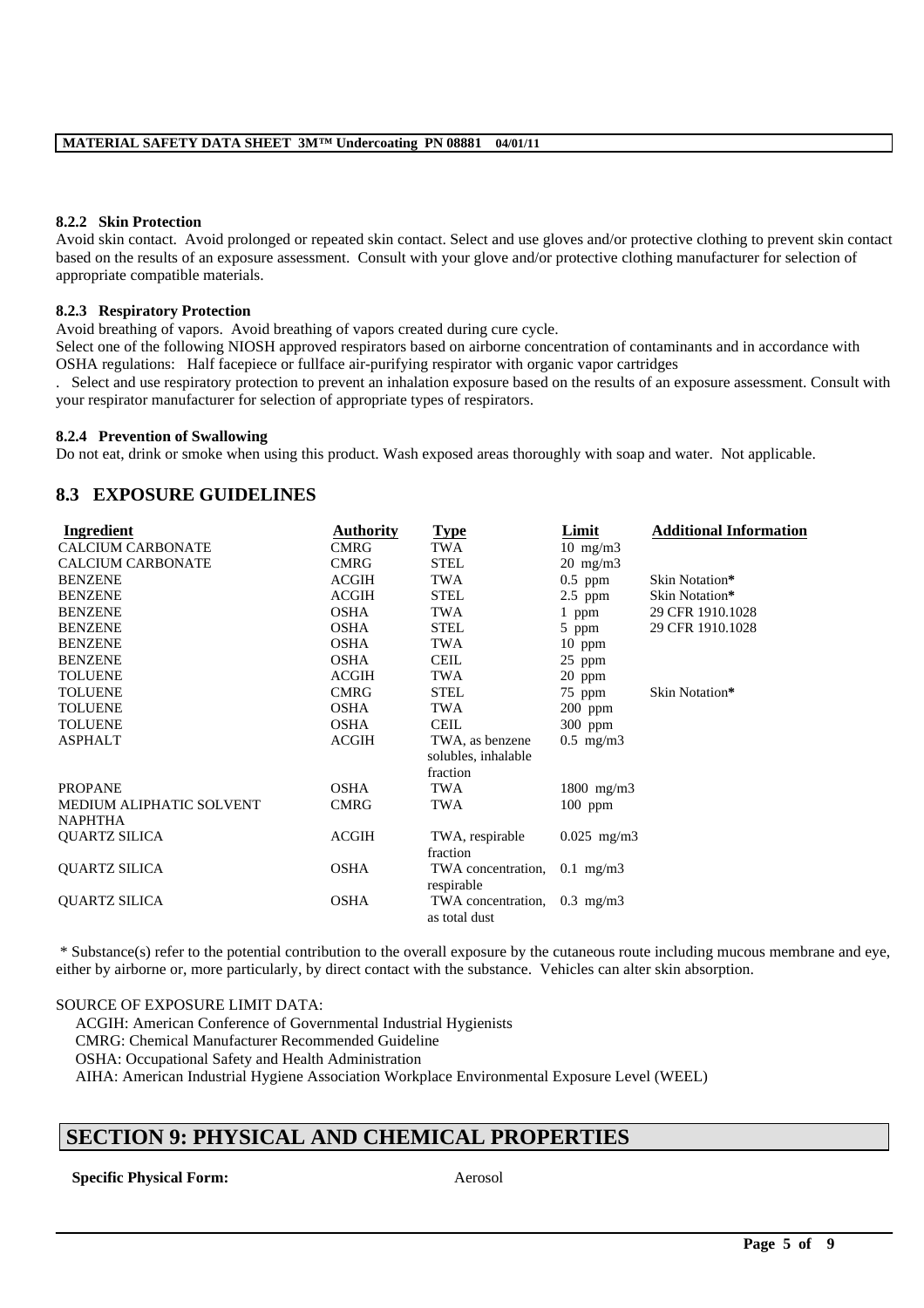### 8.2.2 Skin Protection

Avoid skin contact. Avoid prolonged or repeated skin contact. Select and use gloves and/or protective clothing to prevent skin contact based on the results of an exposure assessment. Consult with your glove and/or protective clothing manufacturer for selection of appropriate compatible materials.

### 8.2.3 Respiratory Protection

Avoid breathing of vapors. Avoid breathing of vapors created during cure cycle.
Select one of the following NIOSH approved respirators based on airborne concentration of contaminants and in accordance with OSHA regulations: Half facepiece or fullface air-purifying respirator with organic vapor cartridges
. Select and use respiratory protection to prevent an inhalation exposure based on the results of an exposure assessment. Consult with your respirator manufacturer for selection of appropriate types of respirators.

### 8.2.4 Prevention of Swallowing

Do not eat, drink or smoke when using this product. Wash exposed areas thoroughly with soap and water. Not applicable.

## 8.3 EXPOSURE GUIDELINES

| Ingredient | Authority | Type | Limit | Additional Information |
|---|---|---|---|---|
| CALCIUM CARBONATE | CMRG | TWA | 10 mg/m3 | |
| CALCIUM CARBONATE | CMRG | STEL | 20 mg/m3 | |
| BENZENE | ACGIH | TWA | 0.5 ppm | Skin Notation* |
| BENZENE | ACGIH | STEL | 2.5 ppm | Skin Notation* |
| BENZENE | OSHA | TWA | 1 ppm | 29 CFR 1910.1028 |
| BENZENE | OSHA | STEL | 5 ppm | 29 CFR 1910.1028 |
| BENZENE | OSHA | TWA | 10 ppm | |
| BENZENE | OSHA | CEIL | 25 ppm | |
| TOLUENE | ACGIH | TWA | 20 ppm | |
| TOLUENE | CMRG | STEL | 75 ppm | Skin Notation* |
| TOLUENE | OSHA | TWA | 200 ppm | |
| TOLUENE | OSHA | CEIL | 300 ppm | |
| ASPHALT | ACGIH | TWA, as benzene solubles, inhalable fraction | 0.5 mg/m3 | |
| PROPANE | OSHA | TWA | 1800 mg/m3 | |
| MEDIUM ALIPHATIC SOLVENT NAPHTHA | CMRG | TWA | 100 ppm | |
| QUARTZ SILICA | ACGIH | TWA, respirable fraction | 0.025 mg/m3 | |
| QUARTZ SILICA | OSHA | TWA concentration, respirable | 0.1 mg/m3 | |
| QUARTZ SILICA | OSHA | TWA concentration, as total dust | 0.3 mg/m3 | |

* Substance(s) refer to the potential contribution to the overall exposure by the cutaneous route including mucous membrane and eye, either by airborne or, more particularly, by direct contact with the substance. Vehicles can alter skin absorption.

SOURCE OF EXPOSURE LIMIT DATA:
- ACGIH: American Conference of Governmental Industrial Hygienists
- CMRG: Chemical Manufacturer Recommended Guideline
- OSHA: Occupational Safety and Health Administration
- AIHA: American Industrial Hygiene Association Workplace Environmental Exposure Level (WEEL)

# SECTION 9: PHYSICAL AND CHEMICAL PROPERTIES

**Specific Physical Form:** Aerosol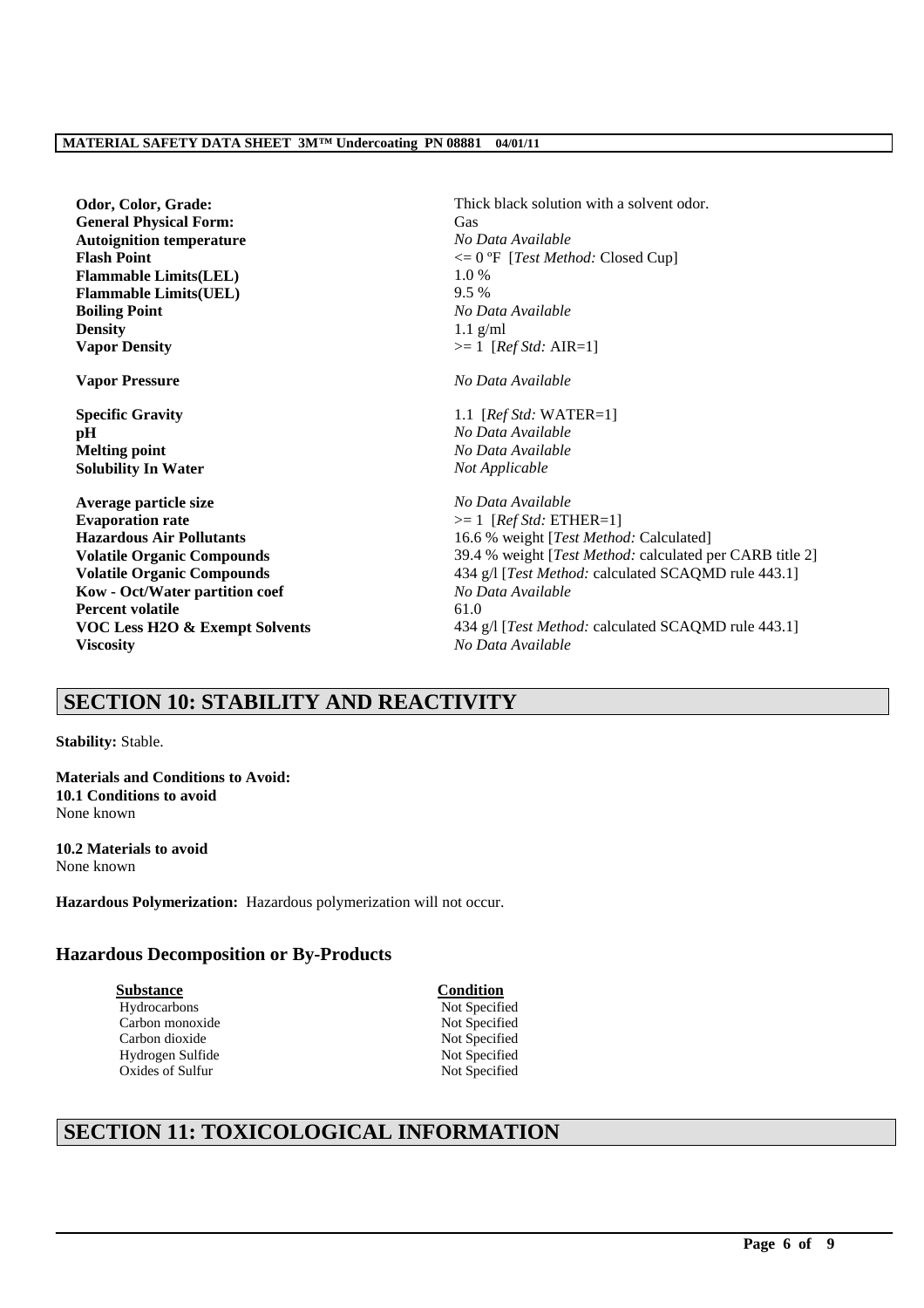| | |
|---|---|
| **Odor, Color, Grade:** | Thick black solution with a solvent odor. |
| **General Physical Form:** | Gas |
| **Autoignition temperature** | *No Data Available* |
| **Flash Point** | <= 0 ºF [*Test Method:* Closed Cup] |
| **Flammable Limits(LEL)** | 1.0 % |
| **Flammable Limits(UEL)** | 9.5 % |
| **Boiling Point** | *No Data Available* |
| **Density** | 1.1 g/ml |
| **Vapor Density** | >= 1 [*Ref Std:* AIR=1] |
| **Vapor Pressure** | *No Data Available* |
| **Specific Gravity** | 1.1 [*Ref Std:* WATER=1] |
| **pH** | *No Data Available* |
| **Melting point** | *No Data Available* |
| **Solubility In Water** | *Not Applicable* |
| **Average particle size** | *No Data Available* |
| **Evaporation rate** | >= 1 [*Ref Std:* ETHER=1] |
| **Hazardous Air Pollutants** | 16.6 % weight [*Test Method:* Calculated] |
| **Volatile Organic Compounds** | 39.4 % weight [*Test Method:* calculated per CARB title 2] |
| **Volatile Organic Compounds** | 434 g/l [*Test Method:* calculated SCAQMD rule 443.1] |
| **Kow - Oct/Water partition coef** | *No Data Available* |
| **Percent volatile** | 61.0 |
| **VOC Less H2O & Exempt Solvents** | 434 g/l [*Test Method:* calculated SCAQMD rule 443.1] |
| **Viscosity** | *No Data Available* |

## SECTION 10: STABILITY AND REACTIVITY

**Stability:** Stable.

**Materials and Conditions to Avoid:**
**10.1 Conditions to avoid**
None known

**10.2 Materials to avoid**
None known

**Hazardous Polymerization:** Hazardous polymerization will not occur.

### Hazardous Decomposition or By-Products

| Substance | Condition |
|---|---|
| Hydrocarbons | Not Specified |
| Carbon monoxide | Not Specified |
| Carbon dioxide | Not Specified |
| Hydrogen Sulfide | Not Specified |
| Oxides of Sulfur | Not Specified |

## SECTION 11: TOXICOLOGICAL INFORMATION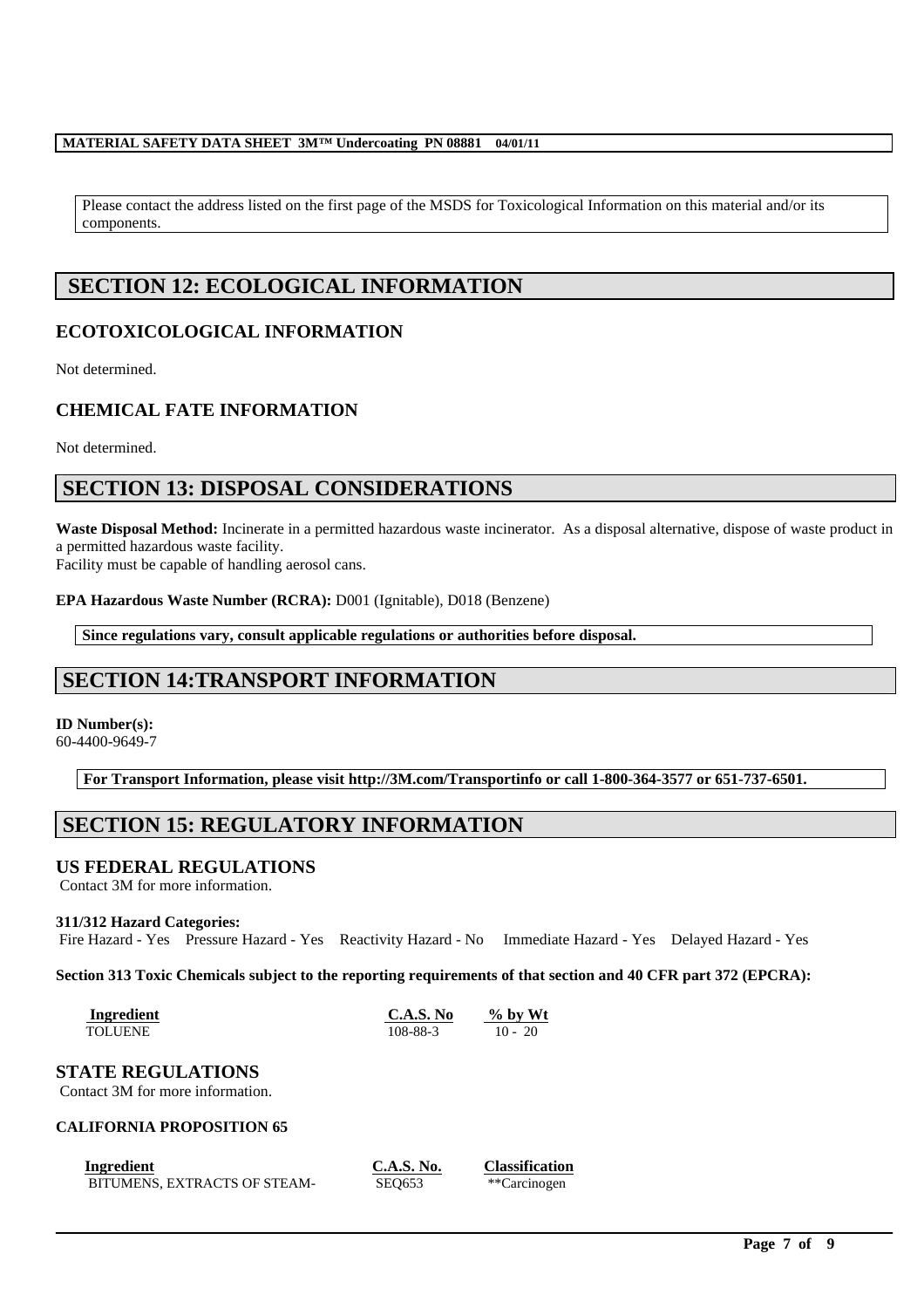Please contact the address listed on the first page of the MSDS for Toxicological Information on this material and/or its components.

## SECTION 12: ECOLOGICAL INFORMATION

### ECOTOXICOLOGICAL INFORMATION

Not determined.

### CHEMICAL FATE INFORMATION

Not determined.

## SECTION 13: DISPOSAL CONSIDERATIONS

**Waste Disposal Method:** Incinerate in a permitted hazardous waste incinerator. As a disposal alternative, dispose of waste product in a permitted hazardous waste facility.
Facility must be capable of handling aerosol cans.

**EPA Hazardous Waste Number (RCRA):** D001 (Ignitable), D018 (Benzene)

**Since regulations vary, consult applicable regulations or authorities before disposal.**

## SECTION 14:TRANSPORT INFORMATION

**ID Number(s):**
60-4400-9649-7

**For Transport Information, please visit http://3M.com/Transportinfo or call 1-800-364-3577 or 651-737-6501.**

## SECTION 15: REGULATORY INFORMATION

### US FEDERAL REGULATIONS

Contact 3M for more information.

**311/312 Hazard Categories:**
Fire Hazard - Yes Pressure Hazard - Yes Reactivity Hazard - No Immediate Hazard - Yes Delayed Hazard - Yes

**Section 313 Toxic Chemicals subject to the reporting requirements of that section and 40 CFR part 372 (EPCRA):**

| Ingredient | C.A.S. No | % by Wt |
|---|---|---|
| TOLUENE | 108-88-3 | 10 - 20 |

### STATE REGULATIONS

Contact 3M for more information.

**CALIFORNIA PROPOSITION 65**

| Ingredient | C.A.S. No. | Classification |
|---|---|---|
| BITUMENS, EXTRACTS OF STEAM- | SEQ653 | **Carcinogen |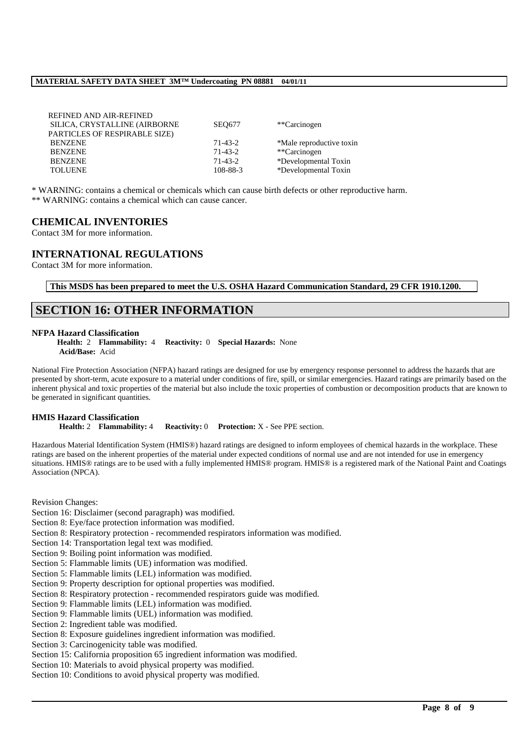| | | |
|---|---|---|
| REFINED AND AIR-REFINED | | |
| SILICA, CRYSTALLINE (AIRBORNE PARTICLES OF RESPIRABLE SIZE) | SEQ677 | **Carcinogen |
| BENZENE | 71-43-2 | *Male reproductive toxin |
| BENZENE | 71-43-2 | **Carcinogen |
| BENZENE | 71-43-2 | *Developmental Toxin |
| TOLUENE | 108-88-3 | *Developmental Toxin |

* WARNING: contains a chemical or chemicals which can cause birth defects or other reproductive harm.
** WARNING: contains a chemical which can cause cancer.

### CHEMICAL INVENTORIES

Contact 3M for more information.

### INTERNATIONAL REGULATIONS

Contact 3M for more information.

**This MSDS has been prepared to meet the U.S. OSHA Hazard Communication Standard, 29 CFR 1910.1200.**

## SECTION 16: OTHER INFORMATION

**NFPA Hazard Classification**

**Health:** 2 **Flammability:** 4 **Reactivity:** 0 **Special Hazards:** None
**Acid/Base:** Acid

National Fire Protection Association (NFPA) hazard ratings are designed for use by emergency response personnel to address the hazards that are presented by short-term, acute exposure to a material under conditions of fire, spill, or similar emergencies. Hazard ratings are primarily based on the inherent physical and toxic properties of the material but also include the toxic properties of combustion or decomposition products that are known to be generated in significant quantities.

**HMIS Hazard Classification**

**Health:** 2 **Flammability:** 4 **Reactivity:** 0 **Protection:** X - See PPE section.

Hazardous Material Identification System (HMIS®) hazard ratings are designed to inform employees of chemical hazards in the workplace. These ratings are based on the inherent properties of the material under expected conditions of normal use and are not intended for use in emergency situations. HMIS® ratings are to be used with a fully implemented HMIS® program. HMIS® is a registered mark of the National Paint and Coatings Association (NPCA).

Revision Changes:
Section 16: Disclaimer (second paragraph) was modified.
Section 8: Eye/face protection information was modified.
Section 8: Respiratory protection - recommended respirators information was modified.
Section 14: Transportation legal text was modified.
Section 9: Boiling point information was modified.
Section 5: Flammable limits (UE) information was modified.
Section 5: Flammable limits (LEL) information was modified.
Section 9: Property description for optional properties was modified.
Section 8: Respiratory protection - recommended respirators guide was modified.
Section 9: Flammable limits (LEL) information was modified.
Section 9: Flammable limits (UEL) information was modified.
Section 2: Ingredient table was modified.
Section 8: Exposure guidelines ingredient information was modified.
Section 3: Carcinogenicity table was modified.
Section 15: California proposition 65 ingredient information was modified.
Section 10: Materials to avoid physical property was modified.
Section 10: Conditions to avoid physical property was modified.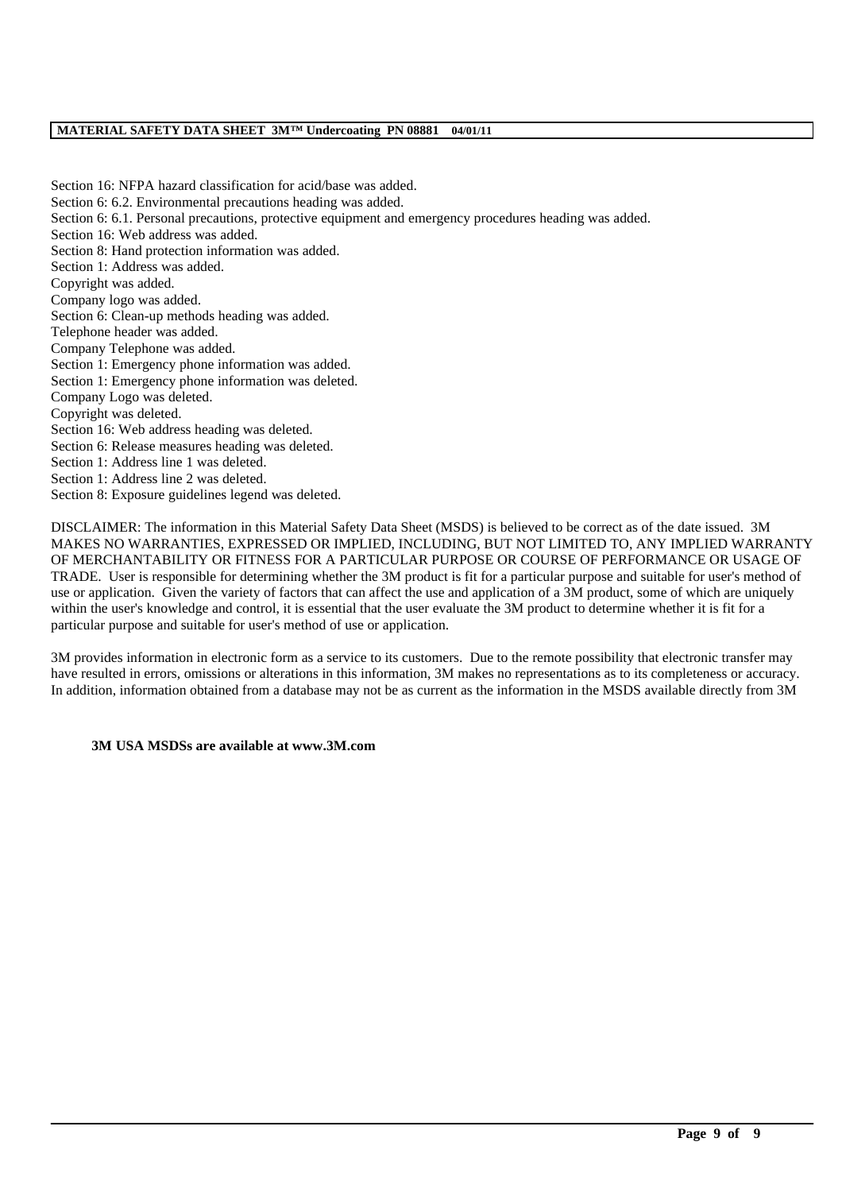Section 16: NFPA hazard classification for acid/base was added.
Section 6: 6.2. Environmental precautions heading was added.
Section 6: 6.1. Personal precautions, protective equipment and emergency procedures heading was added.
Section 16: Web address was added.
Section 8: Hand protection information was added.
Section 1: Address was added.
Copyright was added.
Company logo was added.
Section 6: Clean-up methods heading was added.
Telephone header was added.
Company Telephone was added.
Section 1: Emergency phone information was added.
Section 1: Emergency phone information was deleted.
Company Logo was deleted.
Copyright was deleted.
Section 16: Web address heading was deleted.
Section 6: Release measures heading was deleted.
Section 1: Address line 1 was deleted.
Section 1: Address line 2 was deleted.
Section 8: Exposure guidelines legend was deleted.

DISCLAIMER: The information in this Material Safety Data Sheet (MSDS) is believed to be correct as of the date issued. 3M MAKES NO WARRANTIES, EXPRESSED OR IMPLIED, INCLUDING, BUT NOT LIMITED TO, ANY IMPLIED WARRANTY OF MERCHANTABILITY OR FITNESS FOR A PARTICULAR PURPOSE OR COURSE OF PERFORMANCE OR USAGE OF TRADE. User is responsible for determining whether the 3M product is fit for a particular purpose and suitable for user's method of use or application. Given the variety of factors that can affect the use and application of a 3M product, some of which are uniquely within the user's knowledge and control, it is essential that the user evaluate the 3M product to determine whether it is fit for a particular purpose and suitable for user's method of use or application.

3M provides information in electronic form as a service to its customers. Due to the remote possibility that electronic transfer may have resulted in errors, omissions or alterations in this information, 3M makes no representations as to its completeness or accuracy. In addition, information obtained from a database may not be as current as the information in the MSDS available directly from 3M

**3M USA MSDSs are available at www.3M.com**